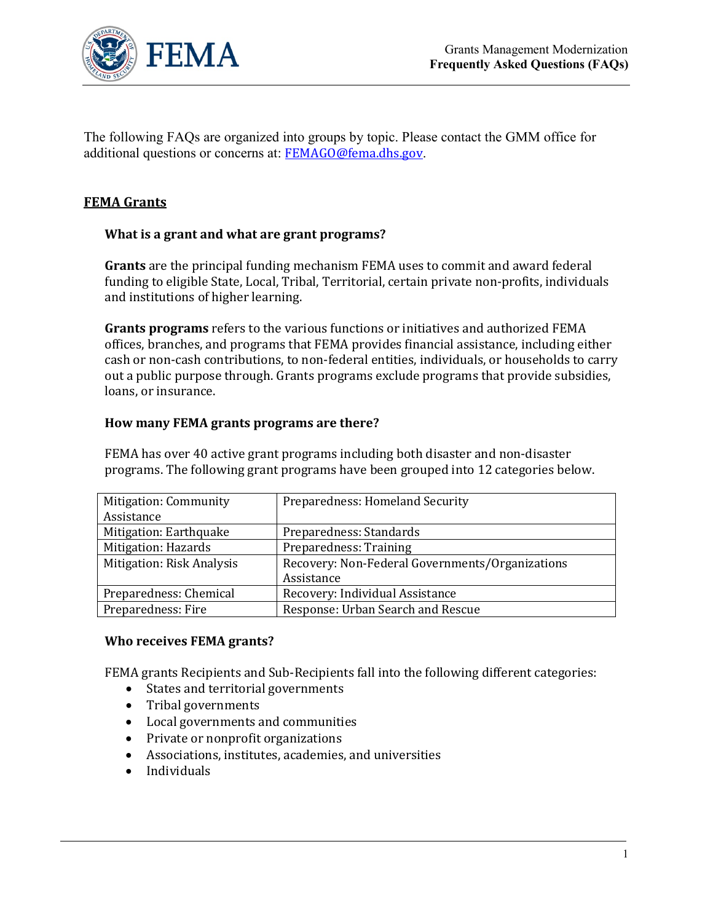The following FAQs are organized into groups by topic. Please contact the GMM office for additional questions or concerns at: FEMAGO@fema.dhs.gov.

## FEMA Grants

### What is a grant and what are grant programs?

**Grants** are the principal funding mechanism FEMA uses to commit and award federal funding to eligible State, Local, Tribal, Territorial, certain private non-profits, individuals and institutions of higher learning.

**Grants programs** refers to the various functions or initiatives and authorized FEMA offices, branches, and programs that FEMA provides financial assistance, including either cash or non-cash contributions, to non-federal entities, individuals, or households to carry out a public purpose through. Grants programs exclude programs that provide subsidies, loans, or insurance.

### How many FEMA grants programs are there?

FEMA has over 40 active grant programs including both disaster and non-disaster programs. The following grant programs have been grouped into 12 categories below.

| | |
|---|---|
| Mitigation: Community Assistance | Preparedness: Homeland Security |
| Mitigation: Earthquake | Preparedness: Standards |
| Mitigation: Hazards | Preparedness: Training |
| Mitigation: Risk Analysis | Recovery: Non-Federal Governments/Organizations Assistance |
| Preparedness: Chemical | Recovery: Individual Assistance |
| Preparedness: Fire | Response: Urban Search and Rescue |

### Who receives FEMA grants?

FEMA grants Recipients and Sub-Recipients fall into the following different categories:

- States and territorial governments
- Tribal governments
- Local governments and communities
- Private or nonprofit organizations
- Associations, institutes, academies, and universities
- Individuals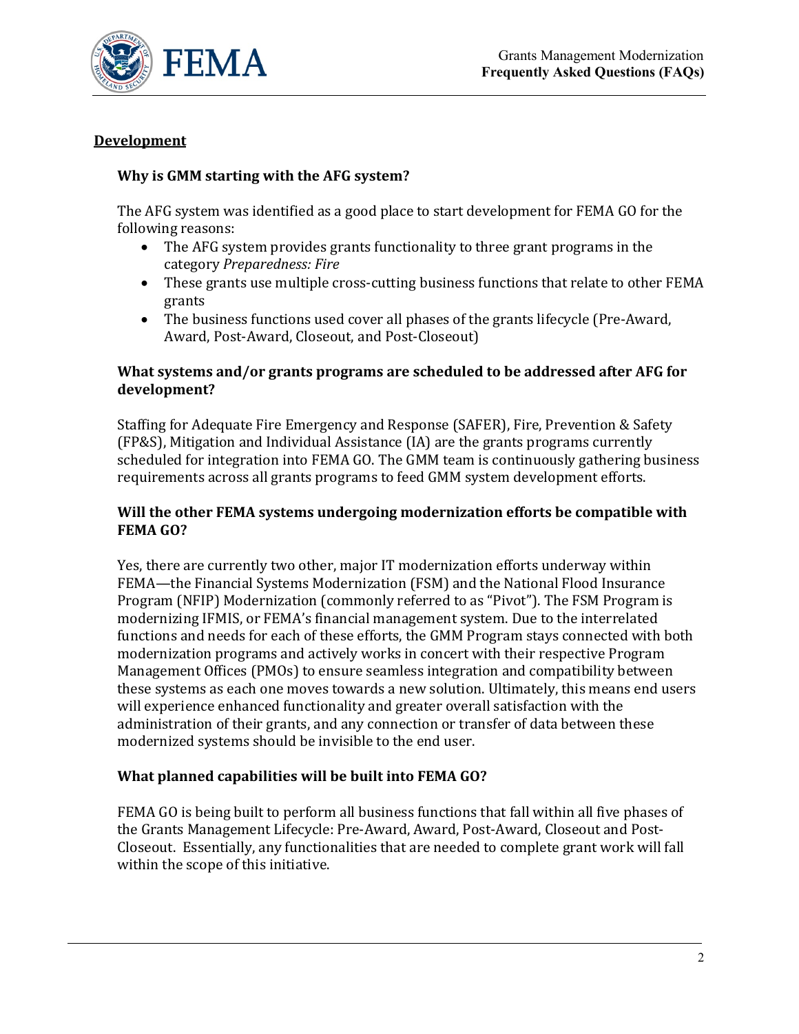## Development

### Why is GMM starting with the AFG system?

The AFG system was identified as a good place to start development for FEMA GO for the following reasons:

- The AFG system provides grants functionality to three grant programs in the category *Preparedness: Fire*
- These grants use multiple cross-cutting business functions that relate to other FEMA grants
- The business functions used cover all phases of the grants lifecycle (Pre-Award, Award, Post-Award, Closeout, and Post-Closeout)

### What systems and/or grants programs are scheduled to be addressed after AFG for development?

Staffing for Adequate Fire Emergency and Response (SAFER), Fire, Prevention & Safety (FP&S), Mitigation and Individual Assistance (IA) are the grants programs currently scheduled for integration into FEMA GO. The GMM team is continuously gathering business requirements across all grants programs to feed GMM system development efforts.

### Will the other FEMA systems undergoing modernization efforts be compatible with FEMA GO?

Yes, there are currently two other, major IT modernization efforts underway within FEMA—the Financial Systems Modernization (FSM) and the National Flood Insurance Program (NFIP) Modernization (commonly referred to as "Pivot"). The FSM Program is modernizing IFMIS, or FEMA's financial management system. Due to the interrelated functions and needs for each of these efforts, the GMM Program stays connected with both modernization programs and actively works in concert with their respective Program Management Offices (PMOs) to ensure seamless integration and compatibility between these systems as each one moves towards a new solution. Ultimately, this means end users will experience enhanced functionality and greater overall satisfaction with the administration of their grants, and any connection or transfer of data between these modernized systems should be invisible to the end user.

### What planned capabilities will be built into FEMA GO?

FEMA GO is being built to perform all business functions that fall within all five phases of the Grants Management Lifecycle: Pre-Award, Award, Post-Award, Closeout and Post-Closeout. Essentially, any functionalities that are needed to complete grant work will fall within the scope of this initiative.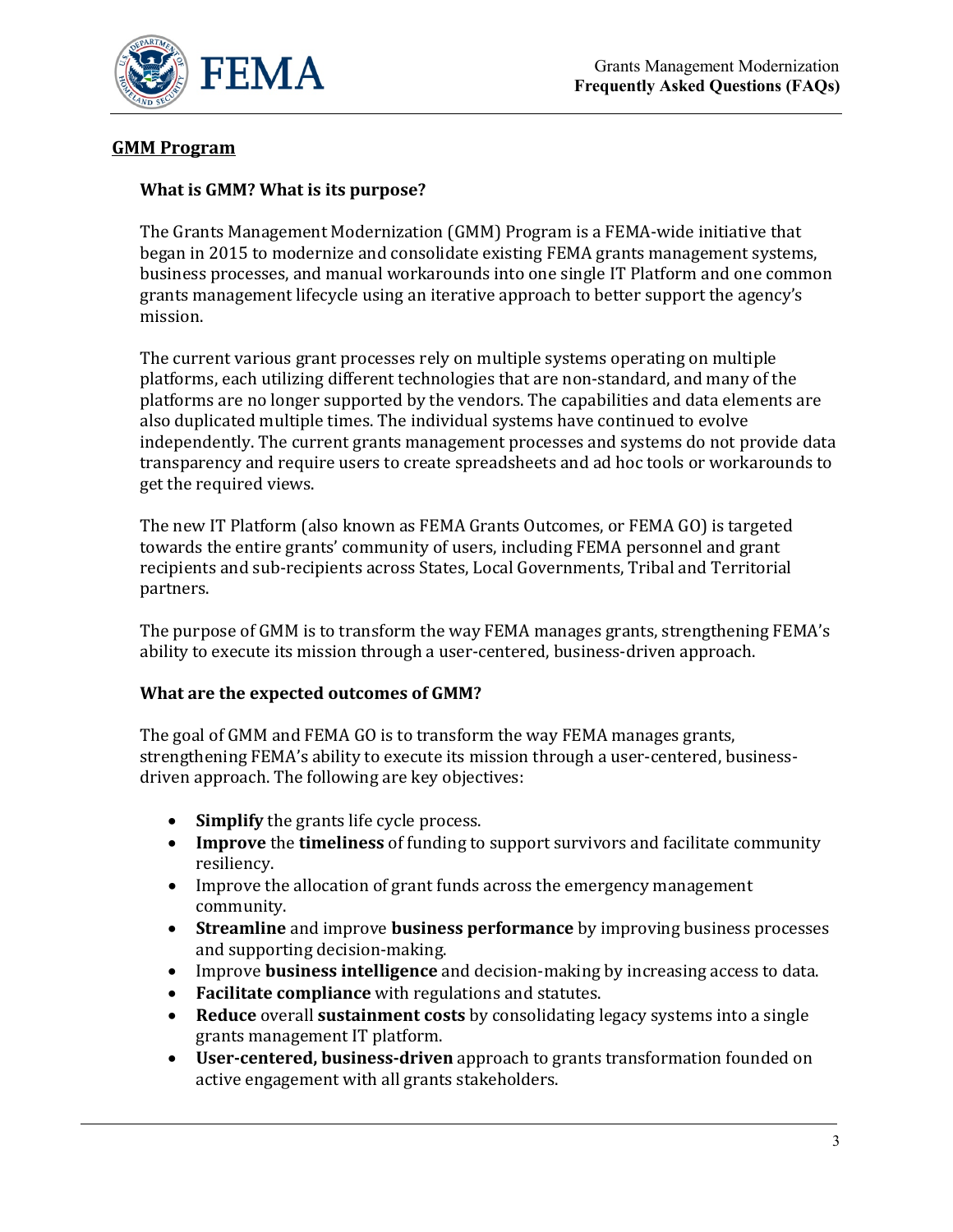## GMM Program

### What is GMM? What is its purpose?

The Grants Management Modernization (GMM) Program is a FEMA-wide initiative that began in 2015 to modernize and consolidate existing FEMA grants management systems, business processes, and manual workarounds into one single IT Platform and one common grants management lifecycle using an iterative approach to better support the agency's mission.

The current various grant processes rely on multiple systems operating on multiple platforms, each utilizing different technologies that are non-standard, and many of the platforms are no longer supported by the vendors. The capabilities and data elements are also duplicated multiple times. The individual systems have continued to evolve independently. The current grants management processes and systems do not provide data transparency and require users to create spreadsheets and ad hoc tools or workarounds to get the required views.

The new IT Platform (also known as FEMA Grants Outcomes, or FEMA GO) is targeted towards the entire grants' community of users, including FEMA personnel and grant recipients and sub-recipients across States, Local Governments, Tribal and Territorial partners.

The purpose of GMM is to transform the way FEMA manages grants, strengthening FEMA's ability to execute its mission through a user-centered, business-driven approach.

### What are the expected outcomes of GMM?

The goal of GMM and FEMA GO is to transform the way FEMA manages grants, strengthening FEMA's ability to execute its mission through a user-centered, business-driven approach. The following are key objectives:

- **Simplify** the grants life cycle process.
- **Improve** the **timeliness** of funding to support survivors and facilitate community resiliency.
- Improve the allocation of grant funds across the emergency management community.
- **Streamline** and improve **business performance** by improving business processes and supporting decision-making.
- Improve **business intelligence** and decision-making by increasing access to data.
- **Facilitate compliance** with regulations and statutes.
- **Reduce** overall **sustainment costs** by consolidating legacy systems into a single grants management IT platform.
- **User-centered, business-driven** approach to grants transformation founded on active engagement with all grants stakeholders.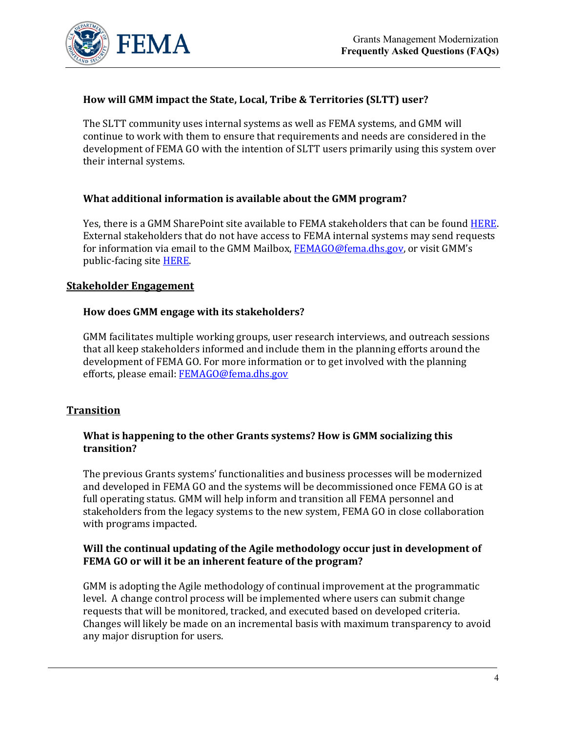### How will GMM impact the State, Local, Tribe & Territories (SLTT) user?

The SLTT community uses internal systems as well as FEMA systems, and GMM will continue to work with them to ensure that requirements and needs are considered in the development of FEMA GO with the intention of SLTT users primarily using this system over their internal systems.

### What additional information is available about the GMM program?

Yes, there is a GMM SharePoint site available to FEMA stakeholders that can be found HERE. External stakeholders that do not have access to FEMA internal systems may send requests for information via email to the GMM Mailbox, FEMAGO@fema.dhs.gov, or visit GMM's public-facing site HERE.

## Stakeholder Engagement

### How does GMM engage with its stakeholders?

GMM facilitates multiple working groups, user research interviews, and outreach sessions that all keep stakeholders informed and include them in the planning efforts around the development of FEMA GO. For more information or to get involved with the planning efforts, please email: FEMAGO@fema.dhs.gov

## Transition

### What is happening to the other Grants systems? How is GMM socializing this transition?

The previous Grants systems' functionalities and business processes will be modernized and developed in FEMA GO and the systems will be decommissioned once FEMA GO is at full operating status. GMM will help inform and transition all FEMA personnel and stakeholders from the legacy systems to the new system, FEMA GO in close collaboration with programs impacted.

### Will the continual updating of the Agile methodology occur just in development of FEMA GO or will it be an inherent feature of the program?

GMM is adopting the Agile methodology of continual improvement at the programmatic level. A change control process will be implemented where users can submit change requests that will be monitored, tracked, and executed based on developed criteria. Changes will likely be made on an incremental basis with maximum transparency to avoid any major disruption for users.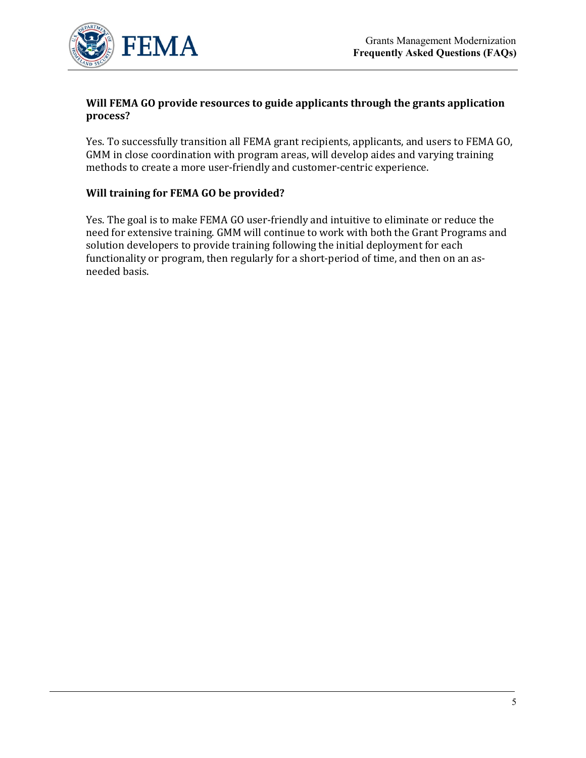**Will FEMA GO provide resources to guide applicants through the grants application process?**

Yes. To successfully transition all FEMA grant recipients, applicants, and users to FEMA GO, GMM in close coordination with program areas, will develop aides and varying training methods to create a more user-friendly and customer-centric experience.

**Will training for FEMA GO be provided?**

Yes. The goal is to make FEMA GO user-friendly and intuitive to eliminate or reduce the need for extensive training. GMM will continue to work with both the Grant Programs and solution developers to provide training following the initial deployment for each functionality or program, then regularly for a short-period of time, and then on an as-needed basis.